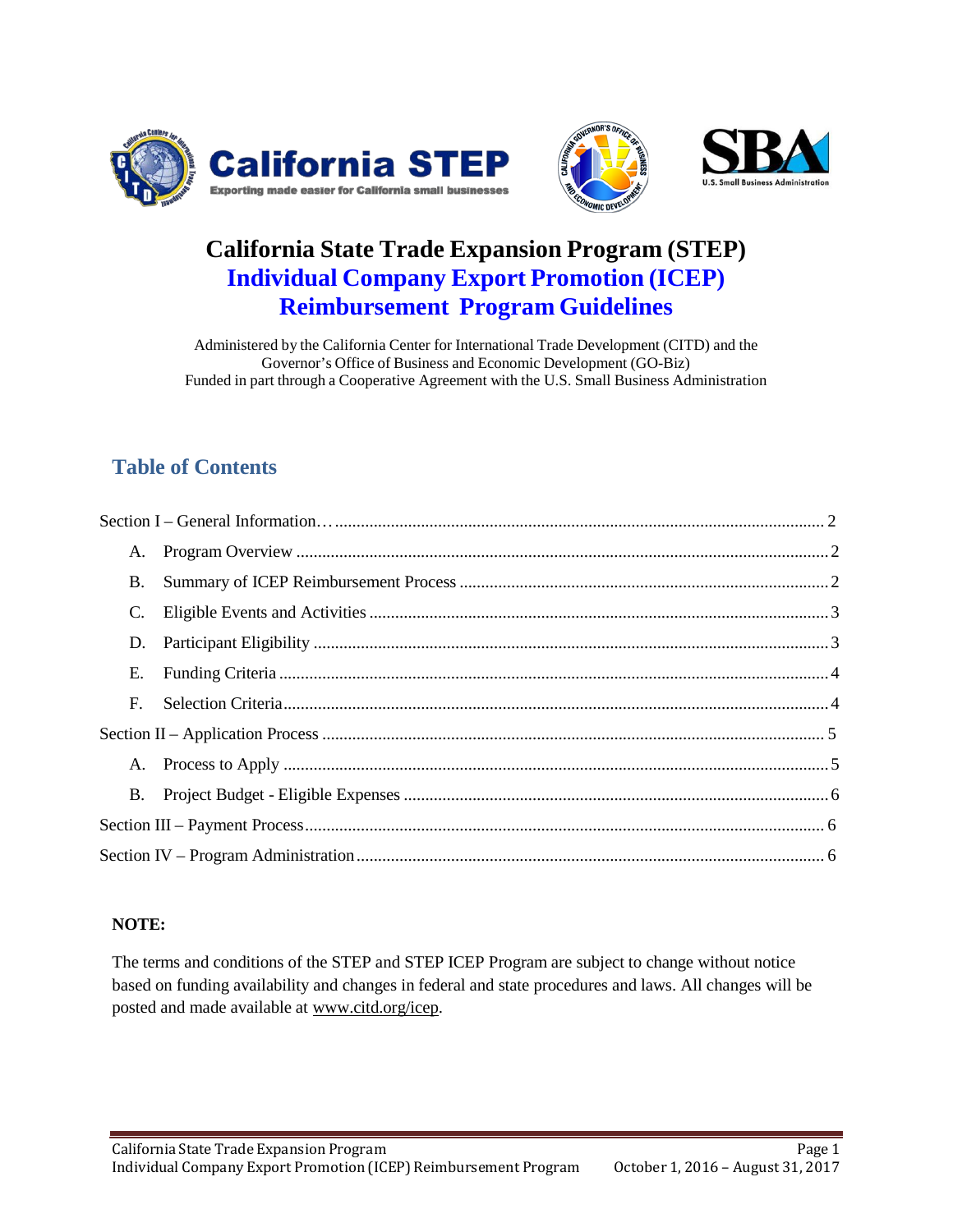# California State Trade Expansion Program (STEP)
# Individual Company Export Promotion (ICEP) Reimbursement Program Guidelines

Administered by the California Center for International Trade Development (CITD) and the Governor's Office of Business and Economic Development (GO-Biz)
Funded in part through a Cooperative Agreement with the U.S. Small Business Administration

## Table of Contents

Section I – General Information…. 2

- A. Program Overview 2
- B. Summary of ICEP Reimbursement Process 2
- C. Eligible Events and Activities 3
- D. Participant Eligibility 3
- E. Funding Criteria 4
- F. Selection Criteria 4

Section II – Application Process 5

- A. Process to Apply 5
- B. Project Budget - Eligible Expenses 6

Section III – Payment Process 6

Section IV – Program Administration 6

**NOTE:**

The terms and conditions of the STEP and STEP ICEP Program are subject to change without notice based on funding availability and changes in federal and state procedures and laws. All changes will be posted and made available at www.citd.org/icep.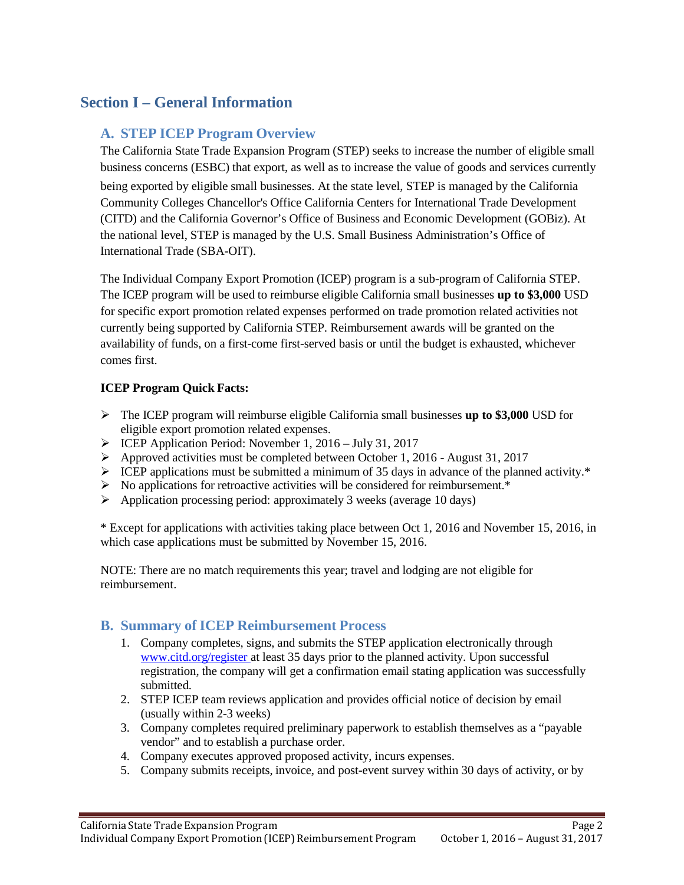# Section I – General Information

## A. STEP ICEP Program Overview

The California State Trade Expansion Program (STEP) seeks to increase the number of eligible small business concerns (ESBC) that export, as well as to increase the value of goods and services currently being exported by eligible small businesses. At the state level, STEP is managed by the California Community Colleges Chancellor's Office California Centers for International Trade Development (CITD) and the California Governor's Office of Business and Economic Development (GOBiz). At the national level, STEP is managed by the U.S. Small Business Administration's Office of International Trade (SBA-OIT).

The Individual Company Export Promotion (ICEP) program is a sub-program of California STEP. The ICEP program will be used to reimburse eligible California small businesses **up to $3,000** USD for specific export promotion related expenses performed on trade promotion related activities not currently being supported by California STEP. Reimbursement awards will be granted on the availability of funds, on a first-come first-served basis or until the budget is exhausted, whichever comes first.

**ICEP Program Quick Facts:**

- The ICEP program will reimburse eligible California small businesses **up to $3,000** USD for eligible export promotion related expenses.
- ICEP Application Period: November 1, 2016 – July 31, 2017
- Approved activities must be completed between October 1, 2016 - August 31, 2017
- ICEP applications must be submitted a minimum of 35 days in advance of the planned activity.*
- No applications for retroactive activities will be considered for reimbursement.*
- Application processing period: approximately 3 weeks (average 10 days)

* Except for applications with activities taking place between Oct 1, 2016 and November 15, 2016, in which case applications must be submitted by November 15, 2016.

NOTE: There are no match requirements this year; travel and lodging are not eligible for reimbursement.

## B. Summary of ICEP Reimbursement Process

1. Company completes, signs, and submits the STEP application electronically through [www.citd.org/register](http://www.citd.org/register) at least 35 days prior to the planned activity. Upon successful registration, the company will get a confirmation email stating application was successfully submitted.
2. STEP ICEP team reviews application and provides official notice of decision by email (usually within 2-3 weeks)
3. Company completes required preliminary paperwork to establish themselves as a "payable vendor" and to establish a purchase order.
4. Company executes approved proposed activity, incurs expenses.
5. Company submits receipts, invoice, and post-event survey within 30 days of activity, or by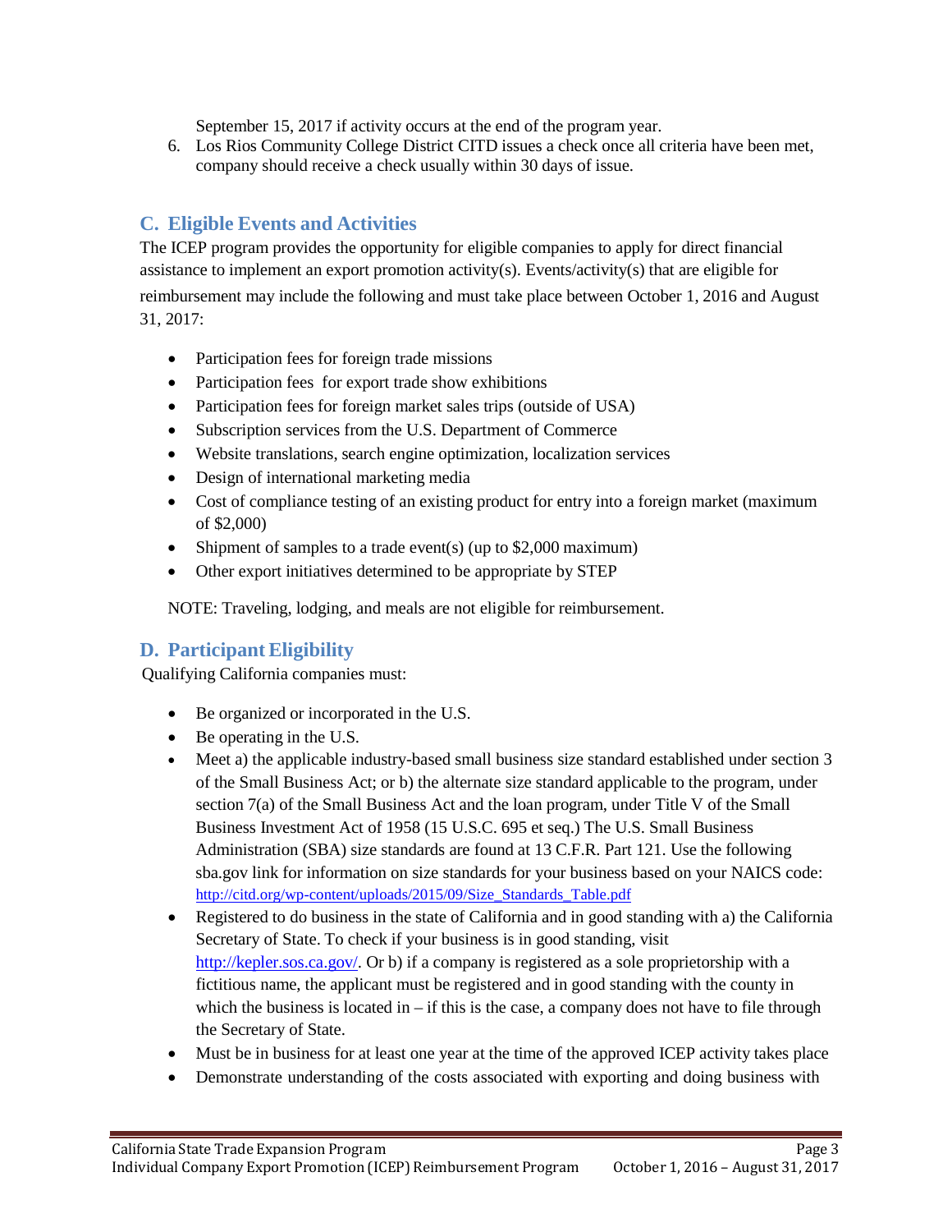September 15, 2017 if activity occurs at the end of the program year.

6. Los Rios Community College District CITD issues a check once all criteria have been met, company should receive a check usually within 30 days of issue.

## C. Eligible Events and Activities

The ICEP program provides the opportunity for eligible companies to apply for direct financial assistance to implement an export promotion activity(s). Events/activity(s) that are eligible for reimbursement may include the following and must take place between October 1, 2016 and August 31, 2017:

- Participation fees for foreign trade missions
- Participation fees for export trade show exhibitions
- Participation fees for foreign market sales trips (outside of USA)
- Subscription services from the U.S. Department of Commerce
- Website translations, search engine optimization, localization services
- Design of international marketing media
- Cost of compliance testing of an existing product for entry into a foreign market (maximum of $2,000)
- Shipment of samples to a trade event(s) (up to $2,000 maximum)
- Other export initiatives determined to be appropriate by STEP

NOTE: Traveling, lodging, and meals are not eligible for reimbursement.

## D. Participant Eligibility

Qualifying California companies must:

- Be organized or incorporated in the U.S.
- Be operating in the U.S.
- Meet a) the applicable industry-based small business size standard established under section 3 of the Small Business Act; or b) the alternate size standard applicable to the program, under section 7(a) of the Small Business Act and the loan program, under Title V of the Small Business Investment Act of 1958 (15 U.S.C. 695 et seq.) The U.S. Small Business Administration (SBA) size standards are found at 13 C.F.R. Part 121. Use the following sba.gov link for information on size standards for your business based on your NAICS code: http://citd.org/wp-content/uploads/2015/09/Size_Standards_Table.pdf
- Registered to do business in the state of California and in good standing with a) the California Secretary of State. To check if your business is in good standing, visit http://kepler.sos.ca.gov/. Or b) if a company is registered as a sole proprietorship with a fictitious name, the applicant must be registered and in good standing with the county in which the business is located in – if this is the case, a company does not have to file through the Secretary of State.
- Must be in business for at least one year at the time of the approved ICEP activity takes place
- Demonstrate understanding of the costs associated with exporting and doing business with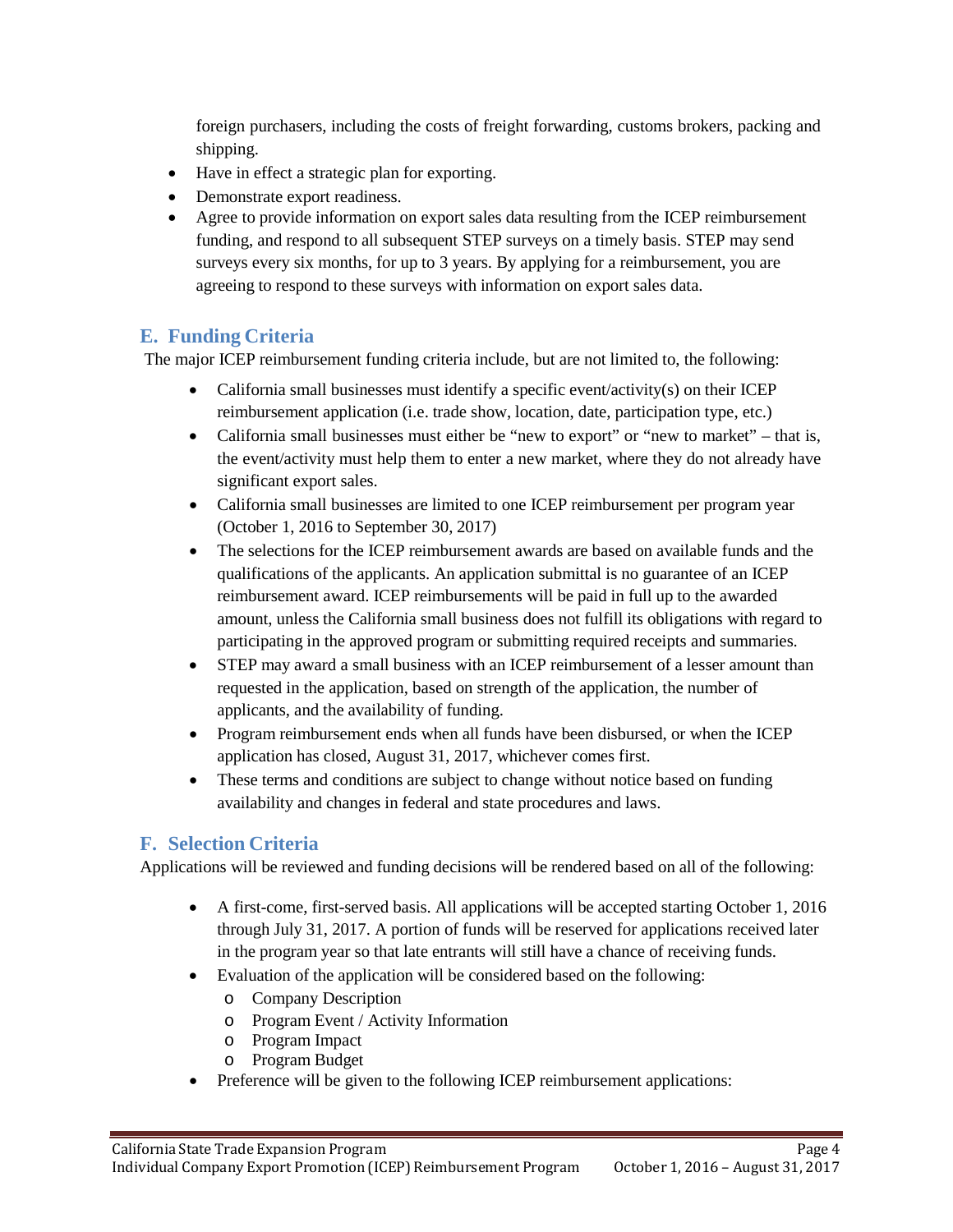foreign purchasers, including the costs of freight forwarding, customs brokers, packing and shipping.

- Have in effect a strategic plan for exporting.
- Demonstrate export readiness.
- Agree to provide information on export sales data resulting from the ICEP reimbursement funding, and respond to all subsequent STEP surveys on a timely basis. STEP may send surveys every six months, for up to 3 years. By applying for a reimbursement, you are agreeing to respond to these surveys with information on export sales data.

## E. Funding Criteria

The major ICEP reimbursement funding criteria include, but are not limited to, the following:

- California small businesses must identify a specific event/activity(s) on their ICEP reimbursement application (i.e. trade show, location, date, participation type, etc.)
- California small businesses must either be "new to export" or "new to market" – that is, the event/activity must help them to enter a new market, where they do not already have significant export sales.
- California small businesses are limited to one ICEP reimbursement per program year (October 1, 2016 to September 30, 2017)
- The selections for the ICEP reimbursement awards are based on available funds and the qualifications of the applicants. An application submittal is no guarantee of an ICEP reimbursement award. ICEP reimbursements will be paid in full up to the awarded amount, unless the California small business does not fulfill its obligations with regard to participating in the approved program or submitting required receipts and summaries.
- STEP may award a small business with an ICEP reimbursement of a lesser amount than requested in the application, based on strength of the application, the number of applicants, and the availability of funding.
- Program reimbursement ends when all funds have been disbursed, or when the ICEP application has closed, August 31, 2017, whichever comes first.
- These terms and conditions are subject to change without notice based on funding availability and changes in federal and state procedures and laws.

## F. Selection Criteria

Applications will be reviewed and funding decisions will be rendered based on all of the following:

- A first-come, first-served basis. All applications will be accepted starting October 1, 2016 through July 31, 2017. A portion of funds will be reserved for applications received later in the program year so that late entrants will still have a chance of receiving funds.
- Evaluation of the application will be considered based on the following:
  - Company Description
  - Program Event / Activity Information
  - Program Impact
  - Program Budget
- Preference will be given to the following ICEP reimbursement applications: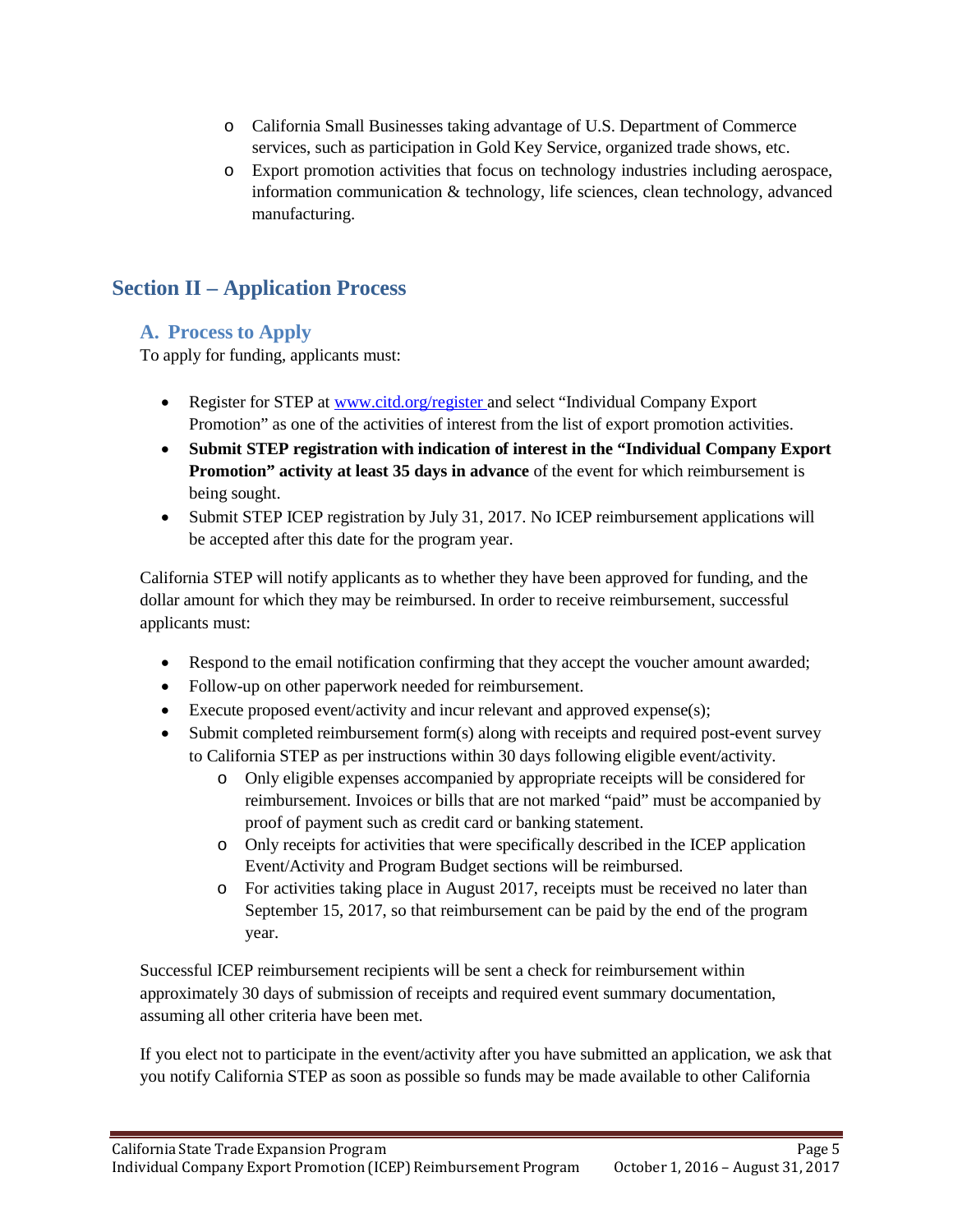- California Small Businesses taking advantage of U.S. Department of Commerce services, such as participation in Gold Key Service, organized trade shows, etc.
- Export promotion activities that focus on technology industries including aerospace, information communication & technology, life sciences, clean technology, advanced manufacturing.

## Section II – Application Process

### A. Process to Apply

To apply for funding, applicants must:

- Register for STEP at [www.citd.org/register](http://www.citd.org/register) and select "Individual Company Export Promotion" as one of the activities of interest from the list of export promotion activities.
- **Submit STEP registration with indication of interest in the "Individual Company Export Promotion" activity at least 35 days in advance** of the event for which reimbursement is being sought.
- Submit STEP ICEP registration by July 31, 2017. No ICEP reimbursement applications will be accepted after this date for the program year.

California STEP will notify applicants as to whether they have been approved for funding, and the dollar amount for which they may be reimbursed. In order to receive reimbursement, successful applicants must:

- Respond to the email notification confirming that they accept the voucher amount awarded;
- Follow-up on other paperwork needed for reimbursement.
- Execute proposed event/activity and incur relevant and approved expense(s);
- Submit completed reimbursement form(s) along with receipts and required post-event survey to California STEP as per instructions within 30 days following eligible event/activity.
  - Only eligible expenses accompanied by appropriate receipts will be considered for reimbursement. Invoices or bills that are not marked "paid" must be accompanied by proof of payment such as credit card or banking statement.
  - Only receipts for activities that were specifically described in the ICEP application Event/Activity and Program Budget sections will be reimbursed.
  - For activities taking place in August 2017, receipts must be received no later than September 15, 2017, so that reimbursement can be paid by the end of the program year.

Successful ICEP reimbursement recipients will be sent a check for reimbursement within approximately 30 days of submission of receipts and required event summary documentation, assuming all other criteria have been met.

If you elect not to participate in the event/activity after you have submitted an application, we ask that you notify California STEP as soon as possible so funds may be made available to other California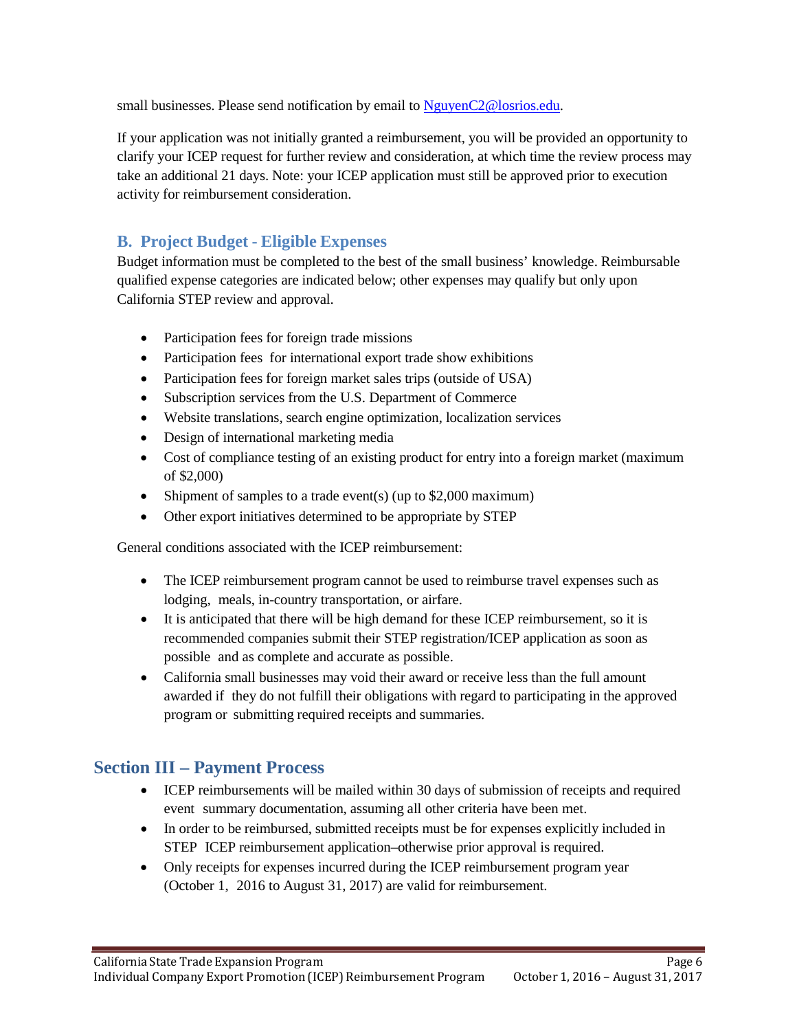small businesses. Please send notification by email to NguyenC2@losrios.edu.

If your application was not initially granted a reimbursement, you will be provided an opportunity to clarify your ICEP request for further review and consideration, at which time the review process may take an additional 21 days. Note: your ICEP application must still be approved prior to execution activity for reimbursement consideration.

### B. Project Budget - Eligible Expenses

Budget information must be completed to the best of the small business' knowledge. Reimbursable qualified expense categories are indicated below; other expenses may qualify but only upon California STEP review and approval.

- Participation fees for foreign trade missions
- Participation fees for international export trade show exhibitions
- Participation fees for foreign market sales trips (outside of USA)
- Subscription services from the U.S. Department of Commerce
- Website translations, search engine optimization, localization services
- Design of international marketing media
- Cost of compliance testing of an existing product for entry into a foreign market (maximum of $2,000)
- Shipment of samples to a trade event(s) (up to $2,000 maximum)
- Other export initiatives determined to be appropriate by STEP

General conditions associated with the ICEP reimbursement:

- The ICEP reimbursement program cannot be used to reimburse travel expenses such as lodging, meals, in-country transportation, or airfare.
- It is anticipated that there will be high demand for these ICEP reimbursement, so it is recommended companies submit their STEP registration/ICEP application as soon as possible and as complete and accurate as possible.
- California small businesses may void their award or receive less than the full amount awarded if they do not fulfill their obligations with regard to participating in the approved program or submitting required receipts and summaries.

## Section III – Payment Process

- ICEP reimbursements will be mailed within 30 days of submission of receipts and required event summary documentation, assuming all other criteria have been met.
- In order to be reimbursed, submitted receipts must be for expenses explicitly included in STEP ICEP reimbursement application–otherwise prior approval is required.
- Only receipts for expenses incurred during the ICEP reimbursement program year (October 1, 2016 to August 31, 2017) are valid for reimbursement.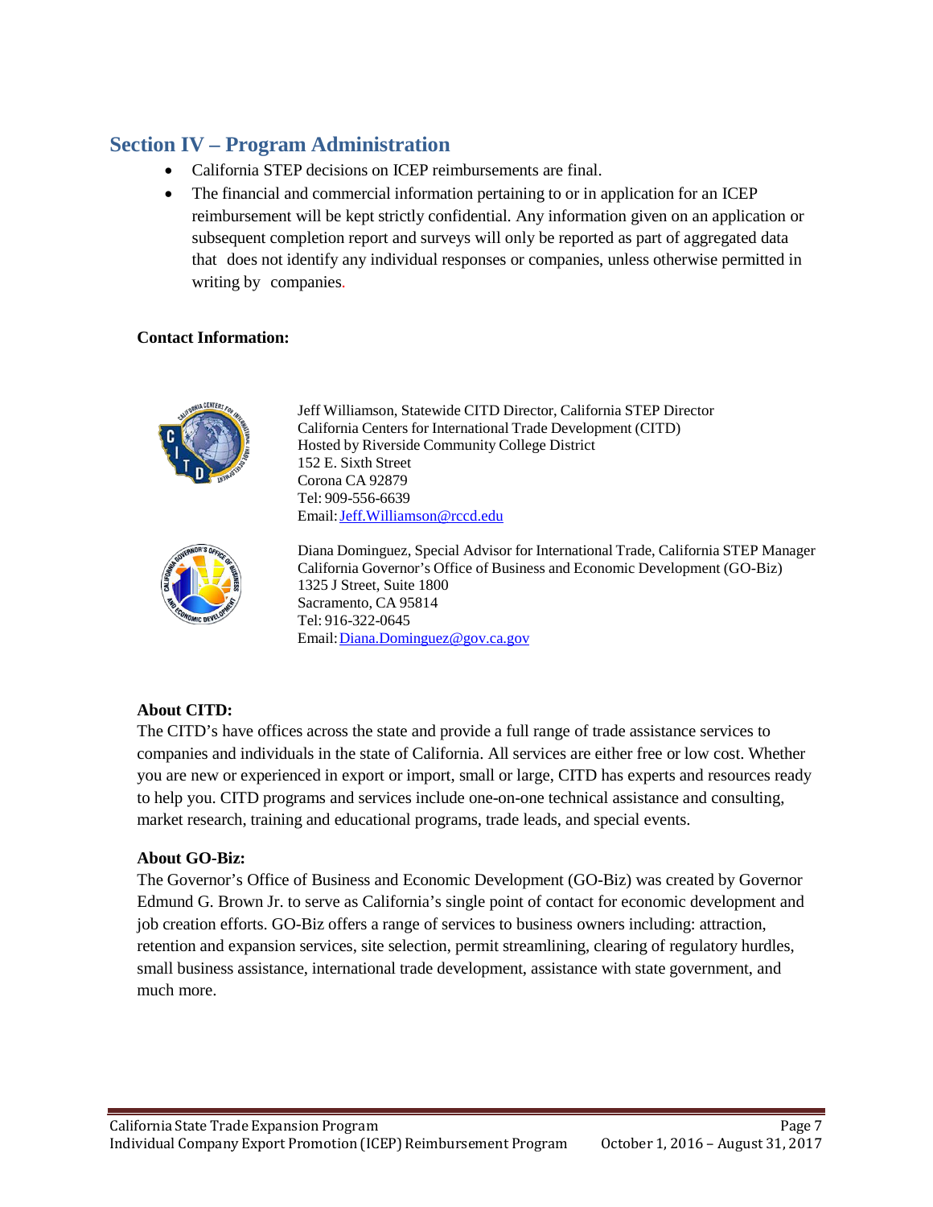## Section IV – Program Administration

- California STEP decisions on ICEP reimbursements are final.
- The financial and commercial information pertaining to or in application for an ICEP reimbursement will be kept strictly confidential. Any information given on an application or subsequent completion report and surveys will only be reported as part of aggregated data that does not identify any individual responses or companies, unless otherwise permitted in writing by companies.

**Contact Information:**

Jeff Williamson, Statewide CITD Director, California STEP Director
California Centers for International Trade Development (CITD)
Hosted by Riverside Community College District
152 E. Sixth Street
Corona CA 92879
Tel: 909-556-6639
Email: Jeff.Williamson@rccd.edu

Diana Dominguez, Special Advisor for International Trade, California STEP Manager
California Governor's Office of Business and Economic Development (GO-Biz)
1325 J Street, Suite 1800
Sacramento, CA 95814
Tel: 916-322-0645
Email: Diana.Dominguez@gov.ca.gov

**About CITD:**
The CITD's have offices across the state and provide a full range of trade assistance services to companies and individuals in the state of California. All services are either free or low cost. Whether you are new or experienced in export or import, small or large, CITD has experts and resources ready to help you. CITD programs and services include one-on-one technical assistance and consulting, market research, training and educational programs, trade leads, and special events.

**About GO-Biz:**
The Governor's Office of Business and Economic Development (GO-Biz) was created by Governor Edmund G. Brown Jr. to serve as California's single point of contact for economic development and job creation efforts. GO-Biz offers a range of services to business owners including: attraction, retention and expansion services, site selection, permit streamlining, clearing of regulatory hurdles, small business assistance, international trade development, assistance with state government, and much more.